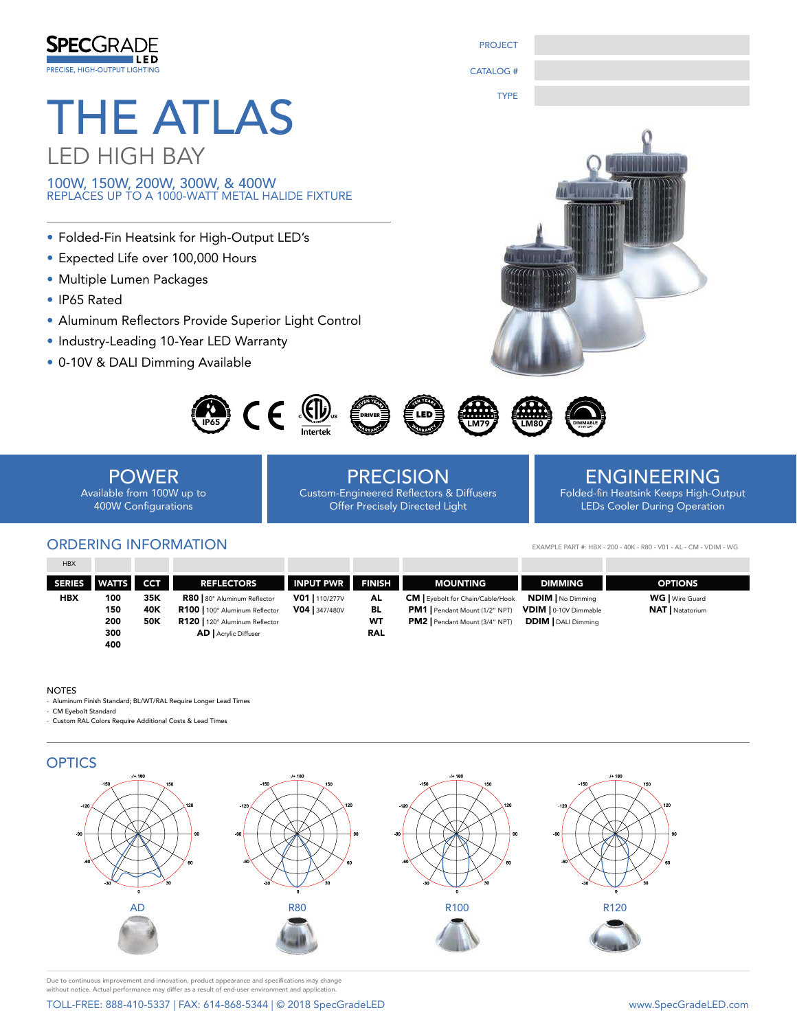SPECGRADE LED
PRECISE, HIGH-OUTPUT LIGHTING

PROJECT

CATALOG #

TYPE

# THE ATLAS

## LED HIGH BAY

100W, 150W, 200W, 300W, & 400W
REPLACES UP TO A 1000-WATT METAL HALIDE FIXTURE

- Folded-Fin Heatsink for High-Output LED's
- Expected Life over 100,000 Hours
- Multiple Lumen Packages
- IP65 Rated
- Aluminum Reflectors Provide Superior Light Control
- Industry-Leading 10-Year LED Warranty
- 0-10V & DALI Dimming Available

IP65 | CE | cETLus Intertek | SEVEN YEARS DRIVER WARRANTY | TEN YEARS LED WARRANTY | LM79 | LM80 | DIMMABLE 0-10V OPT

### POWER
Available from 100W up to 400W Configurations

### PRECISION
Custom-Engineered Reflectors & Diffusers Offer Precisely Directed Light

### ENGINEERING
Folded-fin Heatsink Keeps High-Output LEDs Cooler During Operation

## ORDERING INFORMATION

EXAMPLE PART #: HBX - 200 - 40K - R80 - V01 - AL - CM - VDIM - WG

| HBX | | | | | | | | |
|---|---|---|---|---|---|---|---|---|
| **SERIES** | **WATTS** | **CCT** | **REFLECTORS** | **INPUT PWR** | **FINISH** | **MOUNTING** | **DIMMING** | **OPTIONS** |
| **HBX** | **100** | **35K** | **R80** \| 80° Aluminum Reflector | **V01** \| 110/277V | **AL** | **CM** \| Eyebolt for Chain/Cable/Hook | **NDIM** \| No Dimming | **WG** \| Wire Guard |
| | **150** | **40K** | **R100** \| 100° Aluminum Reflector | **V04** \| 347/480V | **BL** | **PM1** \| Pendant Mount (1/2" NPT) | **VDIM** \| 0-10V Dimmable | **NAT** \| Natatorium |
| | **200** | **50K** | **R120** \| 120° Aluminum Reflector | | **WT** | **PM2** \| Pendant Mount (3/4" NPT) | **DDIM** \| DALI Dimming | |
| | **300** | | **AD** \| Acrylic Diffuser | | **RAL** | | | |
| | **400** | | | | | | | |

NOTES
- Aluminum Finish Standard; BL/WT/RAL Require Longer Lead Times
- CM Eyebolt Standard
- Custom RAL Colors Require Additional Costs & Lead Times

## OPTICS

AD

R80

R100

R120

Due to continuous improvement and innovation, product appearance and specifications may change without notice. Actual performance may differ as a result of end-user environment and application.

TOLL-FREE: 888-410-5337 | FAX: 614-868-5344 | © 2018 SpecGradeLED

www.SpecGradeLED.com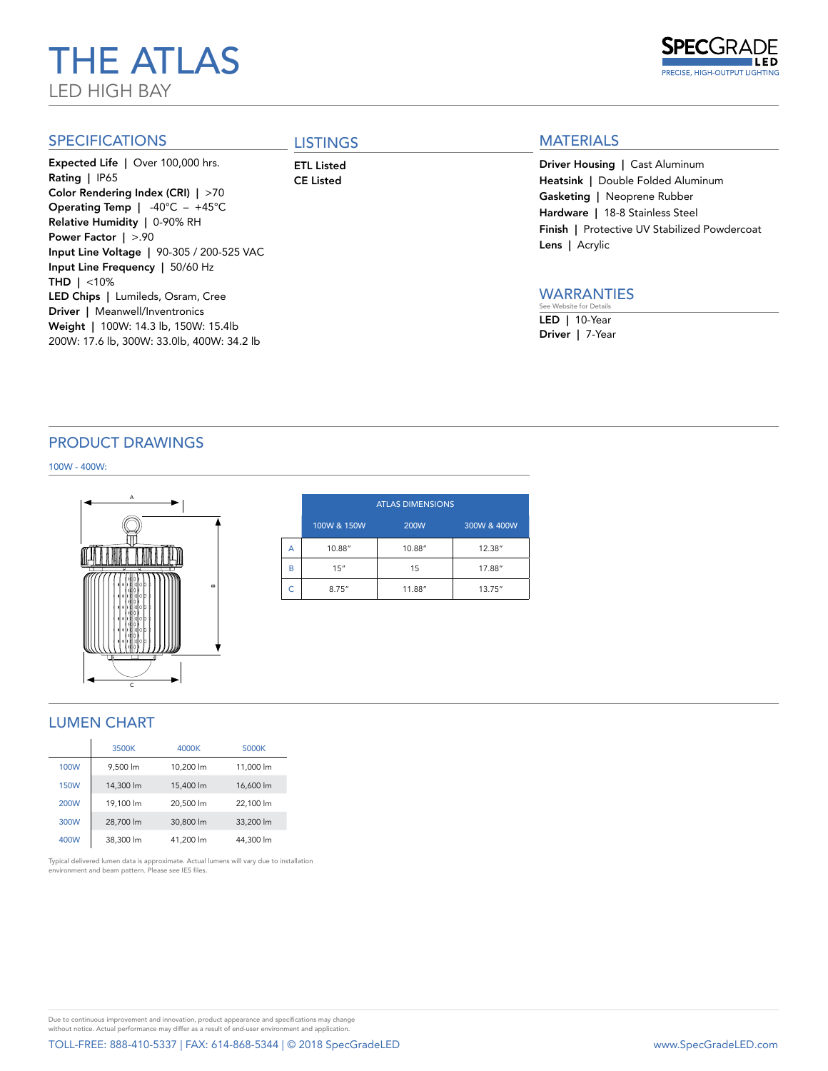# THE ATLAS

LED HIGH BAY

SPECGRADE LED
PRECISE, HIGH-OUTPUT LIGHTING

## SPECIFICATIONS

**Expected Life** | Over 100,000 hrs.
**Rating** | IP65
**Color Rendering Index (CRI)** | >70
**Operating Temp** | -40°C – +45°C
**Relative Humidity** | 0-90% RH
**Power Factor** | >.90
**Input Line Voltage** | 90-305 / 200-525 VAC
**Input Line Frequency** | 50/60 Hz
**THD** | <10%
**LED Chips** | Lumileds, Osram, Cree
**Driver** | Meanwell/Inventronics
**Weight** | 100W: 14.3 lb, 150W: 15.4lb
200W: 17.6 lb, 300W: 33.0lb, 400W: 34.2 lb

## LISTINGS

**ETL Listed**
**CE Listed**

## MATERIALS

**Driver Housing** | Cast Aluminum
**Heatsink** | Double Folded Aluminum
**Gasketing** | Neoprene Rubber
**Hardware** | 18-8 Stainless Steel
**Finish** | Protective UV Stabilized Powdercoat
**Lens** | Acrylic

## WARRANTIES

See Website for Details

**LED** | 10-Year
**Driver** | 7-Year

## PRODUCT DRAWINGS

100W - 400W:

A
B
C

| | ATLAS DIMENSIONS | | |
|---|---|---|---|
| | 100W & 150W | 200W | 300W & 400W |
| A | 10.88″ | 10.88″ | 12.38″ |
| B | 15″ | 15 | 17.88″ |
| C | 8.75″ | 11.88″ | 13.75″ |

## LUMEN CHART

| | 3500K | 4000K | 5000K |
|---|---|---|---|
| 100W | 9,500 lm | 10,200 lm | 11,000 lm |
| 150W | 14,300 lm | 15,400 lm | 16,600 lm |
| 200W | 19,100 lm | 20,500 lm | 22,100 lm |
| 300W | 28,700 lm | 30,800 lm | 33,200 lm |
| 400W | 38,300 lm | 41,200 lm | 44,300 lm |

Typical delivered lumen data is approximate. Actual lumens will vary due to installation environment and beam pattern. Please see IES files.

Due to continuous improvement and innovation, product appearance and specifications may change without notice. Actual performance may differ as a result of end-user environment and application.

TOLL-FREE: 888-410-5337 | FAX: 614-868-5344 | © 2018 SpecGradeLED    www.SpecGradeLED.com